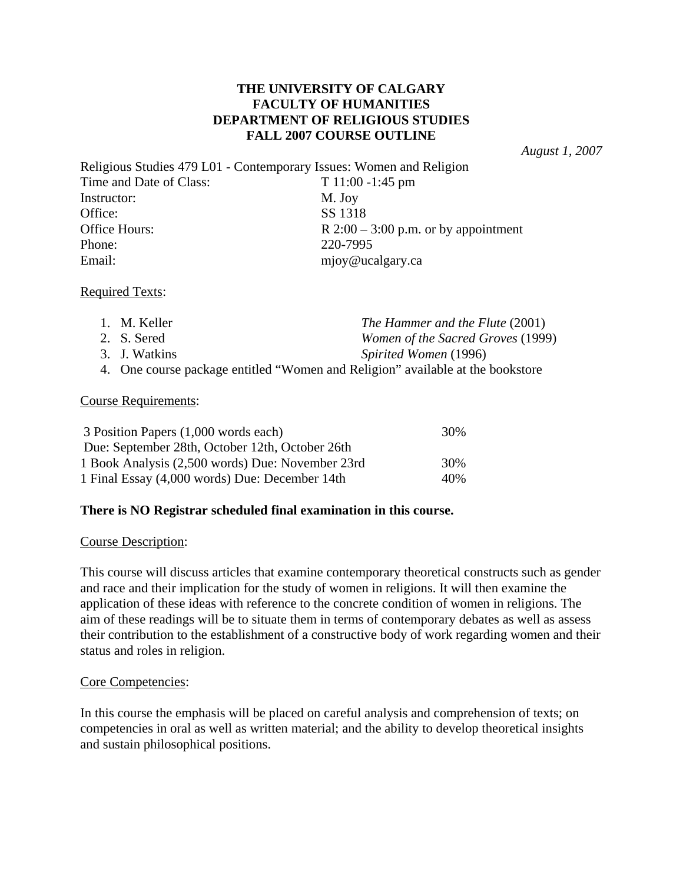# THE UNIVERSITY OF CALGARY
# FACULTY OF HUMANITIES
# DEPARTMENT OF RELIGIOUS STUDIES
# FALL 2007 COURSE OUTLINE

*August 1, 2007*

Religious Studies 479 L01 - Contemporary Issues: Women and Religion

| | |
|---|---|
| Time and Date of Class: | T 11:00 -1:45 pm |
| Instructor: | M. Joy |
| Office: | SS 1318 |
| Office Hours: | R 2:00 – 3:00 p.m. or by appointment |
| Phone: | 220-7995 |
| Email: | mjoy@ucalgary.ca |

Required Texts:

1. M. Keller — *The Hammer and the Flute* (2001)
2. S. Sered — *Women of the Sacred Groves* (1999)
3. J. Watkins — *Spirited Women* (1996)
4. One course package entitled "Women and Religion" available at the bookstore

Course Requirements:

| | |
|---|---|
| 3 Position Papers (1,000 words each) Due: September 28th, October 12th, October 26th | 30% |
| 1 Book Analysis (2,500 words) Due: November 23rd | 30% |
| 1 Final Essay (4,000 words) Due: December 14th | 40% |

**There is NO Registrar scheduled final examination in this course.**

Course Description:

This course will discuss articles that examine contemporary theoretical constructs such as gender and race and their implication for the study of women in religions. It will then examine the application of these ideas with reference to the concrete condition of women in religions. The aim of these readings will be to situate them in terms of contemporary debates as well as assess their contribution to the establishment of a constructive body of work regarding women and their status and roles in religion.

Core Competencies:

In this course the emphasis will be placed on careful analysis and comprehension of texts; on competencies in oral as well as written material; and the ability to develop theoretical insights and sustain philosophical positions.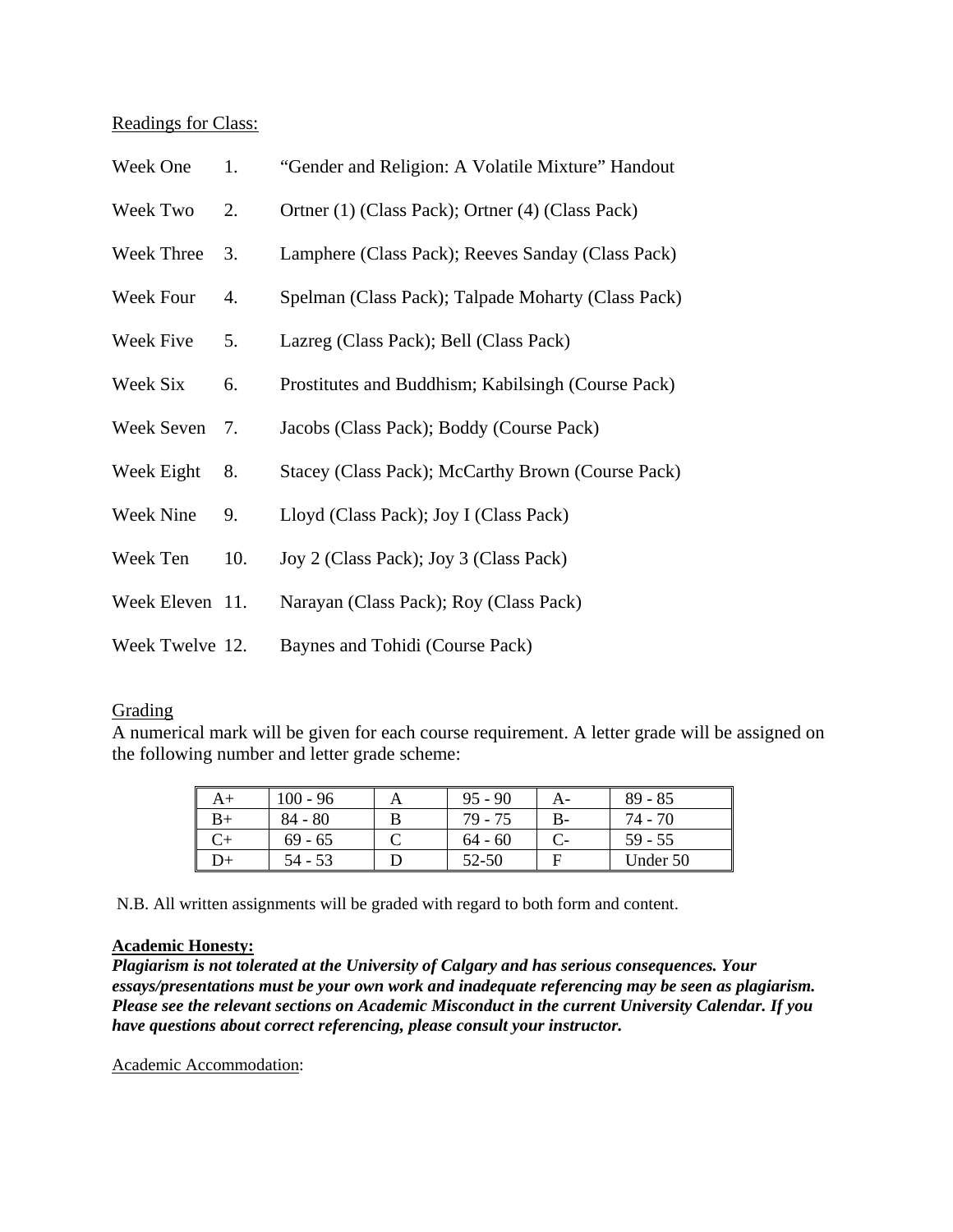Readings for Class:

| | | |
|---|---|---|
| Week One | 1. | "Gender and Religion: A Volatile Mixture" Handout |
| Week Two | 2. | Ortner (1) (Class Pack); Ortner (4) (Class Pack) |
| Week Three | 3. | Lamphere (Class Pack); Reeves Sanday (Class Pack) |
| Week Four | 4. | Spelman (Class Pack); Talpade Moharty (Class Pack) |
| Week Five | 5. | Lazreg (Class Pack); Bell (Class Pack) |
| Week Six | 6. | Prostitutes and Buddhism; Kabilsingh (Course Pack) |
| Week Seven | 7. | Jacobs (Class Pack); Boddy (Course Pack) |
| Week Eight | 8. | Stacey (Class Pack); McCarthy Brown (Course Pack) |
| Week Nine | 9. | Lloyd (Class Pack); Joy I (Class Pack) |
| Week Ten | 10. | Joy 2 (Class Pack); Joy 3 (Class Pack) |
| Week Eleven | 11. | Narayan (Class Pack); Roy (Class Pack) |
| Week Twelve | 12. | Baynes and Tohidi (Course Pack) |

Grading

A numerical mark will be given for each course requirement. A letter grade will be assigned on the following number and letter grade scheme:

| | | | | | |
|---|---|---|---|---|---|
| A+ | 100 - 96 | A | 95 - 90 | A- | 89 - 85 |
| B+ | 84 - 80 | B | 79 - 75 | B- | 74 - 70 |
| C+ | 69 - 65 | C | 64 - 60 | C- | 59 - 55 |
| D+ | 54 - 53 | D | 52-50 | F | Under 50 |

N.B. All written assignments will be graded with regard to both form and content.

**Academic Honesty:**

***Plagiarism is not tolerated at the University of Calgary and has serious consequences. Your essays/presentations must be your own work and inadequate referencing may be seen as plagiarism. Please see the relevant sections on Academic Misconduct in the current University Calendar. If you have questions about correct referencing, please consult your instructor.***

Academic Accommodation: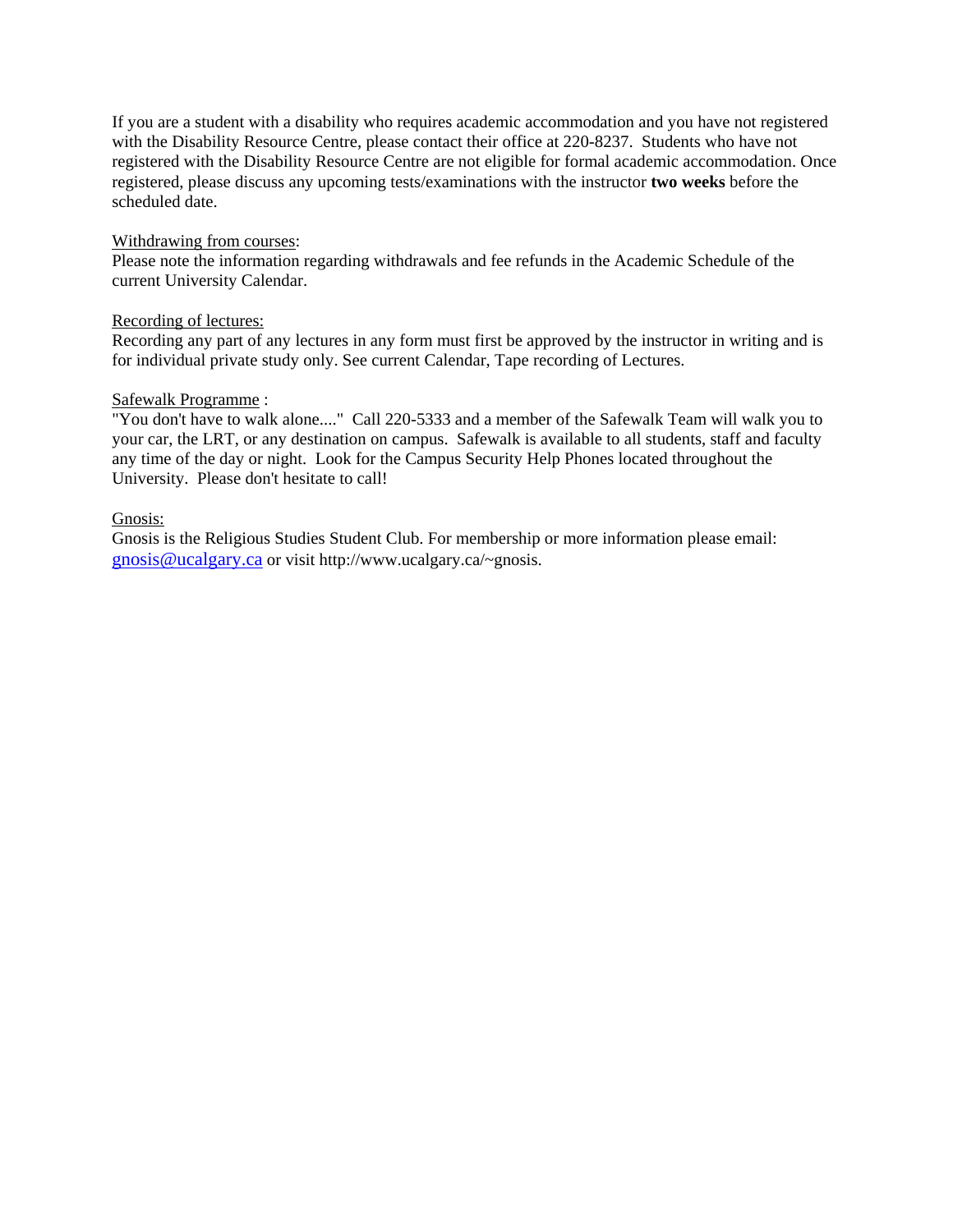If you are a student with a disability who requires academic accommodation and you have not registered with the Disability Resource Centre, please contact their office at 220-8237. Students who have not registered with the Disability Resource Centre are not eligible for formal academic accommodation. Once registered, please discuss any upcoming tests/examinations with the instructor **two weeks** before the scheduled date.

Withdrawing from courses:
Please note the information regarding withdrawals and fee refunds in the Academic Schedule of the current University Calendar.

Recording of lectures:
Recording any part of any lectures in any form must first be approved by the instructor in writing and is for individual private study only. See current Calendar, Tape recording of Lectures.

Safewalk Programme :
"You don't have to walk alone...." Call 220-5333 and a member of the Safewalk Team will walk you to your car, the LRT, or any destination on campus. Safewalk is available to all students, staff and faculty any time of the day or night. Look for the Campus Security Help Phones located throughout the University. Please don't hesitate to call!

Gnosis:
Gnosis is the Religious Studies Student Club. For membership or more information please email: gnosis@ucalgary.ca or visit http://www.ucalgary.ca/~gnosis.